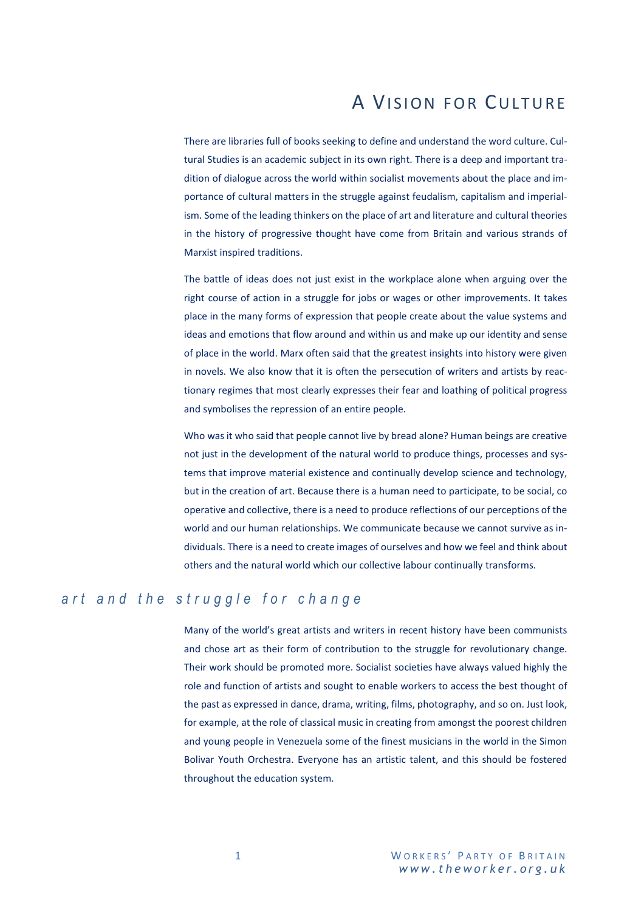# A Vision for Culture

There are libraries full of books seeking to define and understand the word culture. Cultural Studies is an academic subject in its own right. There is a deep and important tradition of dialogue across the world within socialist movements about the place and importance of cultural matters in the struggle against feudalism, capitalism and imperialism. Some of the leading thinkers on the place of art and literature and cultural theories in the history of progressive thought have come from Britain and various strands of Marxist inspired traditions.

The battle of ideas does not just exist in the workplace alone when arguing over the right course of action in a struggle for jobs or wages or other improvements. It takes place in the many forms of expression that people create about the value systems and ideas and emotions that flow around and within us and make up our identity and sense of place in the world. Marx often said that the greatest insights into history were given in novels. We also know that it is often the persecution of writers and artists by reactionary regimes that most clearly expresses their fear and loathing of political progress and symbolises the repression of an entire people.

Who was it who said that people cannot live by bread alone? Human beings are creative not just in the development of the natural world to produce things, processes and systems that improve material existence and continually develop science and technology, but in the creation of art. Because there is a human need to participate, to be social, co operative and collective, there is a need to produce reflections of our perceptions of the world and our human relationships. We communicate because we cannot survive as individuals. There is a need to create images of ourselves and how we feel and think about others and the natural world which our collective labour continually transforms.

## *art and the struggle for change*

Many of the world's great artists and writers in recent history have been communists and chose art as their form of contribution to the struggle for revolutionary change. Their work should be promoted more. Socialist societies have always valued highly the role and function of artists and sought to enable workers to access the best thought of the past as expressed in dance, drama, writing, films, photography, and so on. Just look, for example, at the role of classical music in creating from amongst the poorest children and young people in Venezuela some of the finest musicians in the world in the Simon Bolivar Youth Orchestra. Everyone has an artistic talent, and this should be fostered throughout the education system.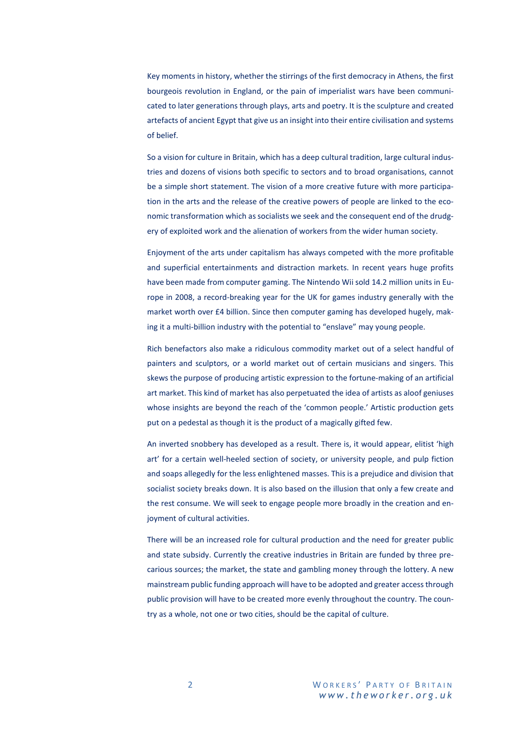Key moments in history, whether the stirrings of the first democracy in Athens, the first bourgeois revolution in England, or the pain of imperialist wars have been communicated to later generations through plays, arts and poetry. It is the sculpture and created artefacts of ancient Egypt that give us an insight into their entire civilisation and systems of belief.

So a vision for culture in Britain, which has a deep cultural tradition, large cultural industries and dozens of visions both specific to sectors and to broad organisations, cannot be a simple short statement. The vision of a more creative future with more participation in the arts and the release of the creative powers of people are linked to the economic transformation which as socialists we seek and the consequent end of the drudgery of exploited work and the alienation of workers from the wider human society.

Enjoyment of the arts under capitalism has always competed with the more profitable and superficial entertainments and distraction markets. In recent years huge profits have been made from computer gaming. The Nintendo Wii sold 14.2 million units in Europe in 2008, a record-breaking year for the UK for games industry generally with the market worth over £4 billion. Since then computer gaming has developed hugely, making it a multi-billion industry with the potential to "enslave" may young people.

Rich benefactors also make a ridiculous commodity market out of a select handful of painters and sculptors, or a world market out of certain musicians and singers. This skews the purpose of producing artistic expression to the fortune-making of an artificial art market. This kind of market has also perpetuated the idea of artists as aloof geniuses whose insights are beyond the reach of the 'common people.' Artistic production gets put on a pedestal as though it is the product of a magically gifted few.

An inverted snobbery has developed as a result. There is, it would appear, elitist 'high art' for a certain well-heeled section of society, or university people, and pulp fiction and soaps allegedly for the less enlightened masses. This is a prejudice and division that socialist society breaks down. It is also based on the illusion that only a few create and the rest consume. We will seek to engage people more broadly in the creation and enjoyment of cultural activities.

There will be an increased role for cultural production and the need for greater public and state subsidy. Currently the creative industries in Britain are funded by three precarious sources; the market, the state and gambling money through the lottery. A new mainstream public funding approach will have to be adopted and greater access through public provision will have to be created more evenly throughout the country. The country as a whole, not one or two cities, should be the capital of culture.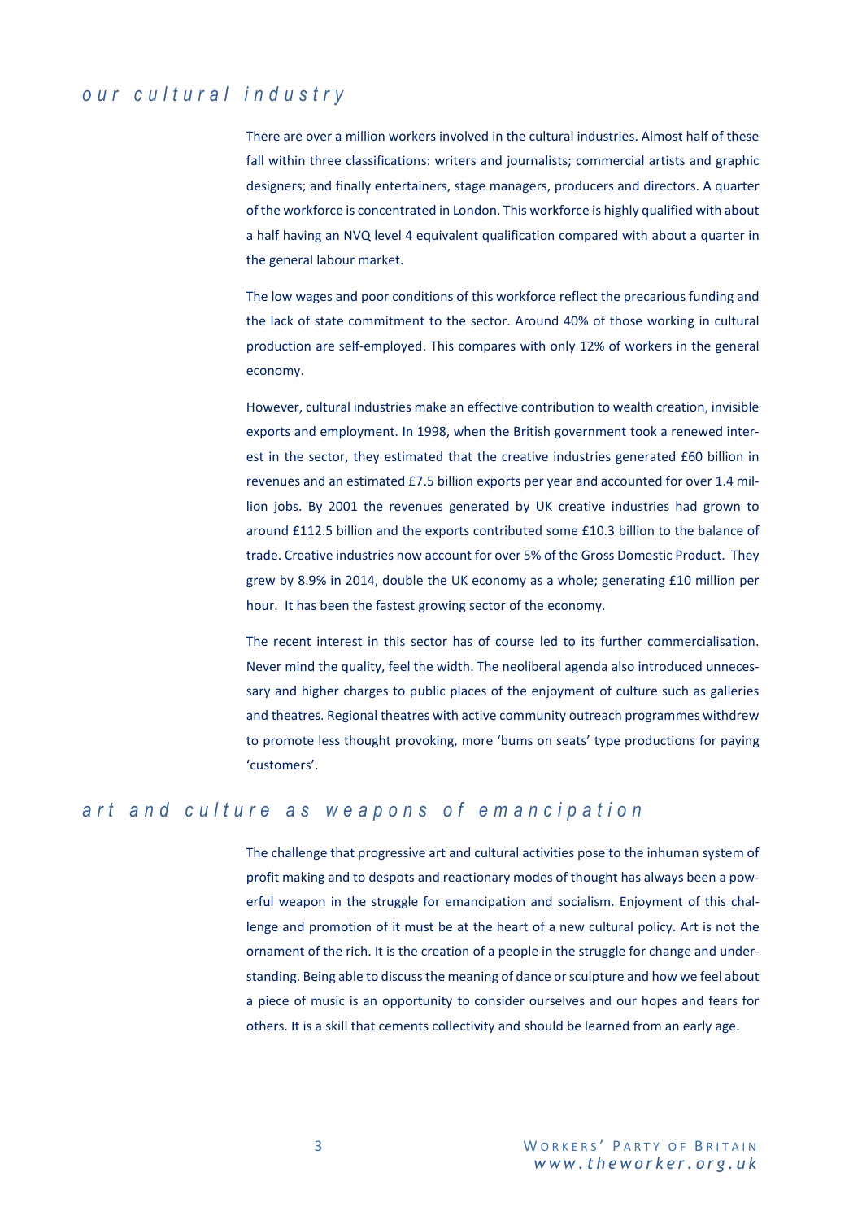## our cultural industry

There are over a million workers involved in the cultural industries. Almost half of these fall within three classifications: writers and journalists; commercial artists and graphic designers; and finally entertainers, stage managers, producers and directors. A quarter of the workforce is concentrated in London. This workforce is highly qualified with about a half having an NVQ level 4 equivalent qualification compared with about a quarter in the general labour market.

The low wages and poor conditions of this workforce reflect the precarious funding and the lack of state commitment to the sector. Around 40% of those working in cultural production are self-employed. This compares with only 12% of workers in the general economy.

However, cultural industries make an effective contribution to wealth creation, invisible exports and employment. In 1998, when the British government took a renewed interest in the sector, they estimated that the creative industries generated £60 billion in revenues and an estimated £7.5 billion exports per year and accounted for over 1.4 million jobs. By 2001 the revenues generated by UK creative industries had grown to around £112.5 billion and the exports contributed some £10.3 billion to the balance of trade. Creative industries now account for over 5% of the Gross Domestic Product. They grew by 8.9% in 2014, double the UK economy as a whole; generating £10 million per hour. It has been the fastest growing sector of the economy.

The recent interest in this sector has of course led to its further commercialisation. Never mind the quality, feel the width. The neoliberal agenda also introduced unnecessary and higher charges to public places of the enjoyment of culture such as galleries and theatres. Regional theatres with active community outreach programmes withdrew to promote less thought provoking, more 'bums on seats' type productions for paying 'customers'.

## art and culture as weapons of emancipation

The challenge that progressive art and cultural activities pose to the inhuman system of profit making and to despots and reactionary modes of thought has always been a powerful weapon in the struggle for emancipation and socialism. Enjoyment of this challenge and promotion of it must be at the heart of a new cultural policy. Art is not the ornament of the rich. It is the creation of a people in the struggle for change and understanding. Being able to discuss the meaning of dance or sculpture and how we feel about a piece of music is an opportunity to consider ourselves and our hopes and fears for others. It is a skill that cements collectivity and should be learned from an early age.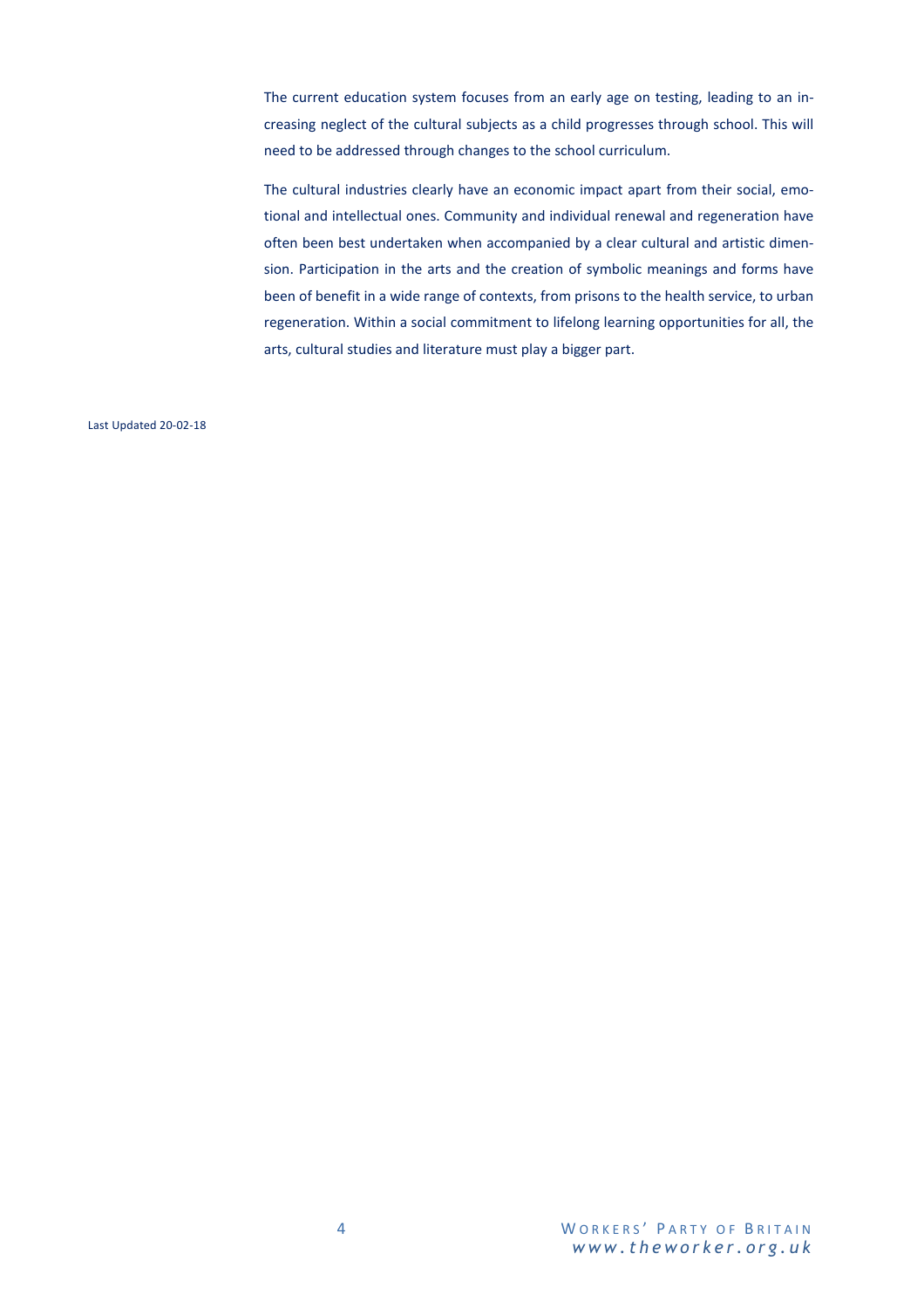The current education system focuses from an early age on testing, leading to an increasing neglect of the cultural subjects as a child progresses through school. This will need to be addressed through changes to the school curriculum.

The cultural industries clearly have an economic impact apart from their social, emotional and intellectual ones. Community and individual renewal and regeneration have often been best undertaken when accompanied by a clear cultural and artistic dimension. Participation in the arts and the creation of symbolic meanings and forms have been of benefit in a wide range of contexts, from prisons to the health service, to urban regeneration. Within a social commitment to lifelong learning opportunities for all, the arts, cultural studies and literature must play a bigger part.

Last Updated 20-02-18